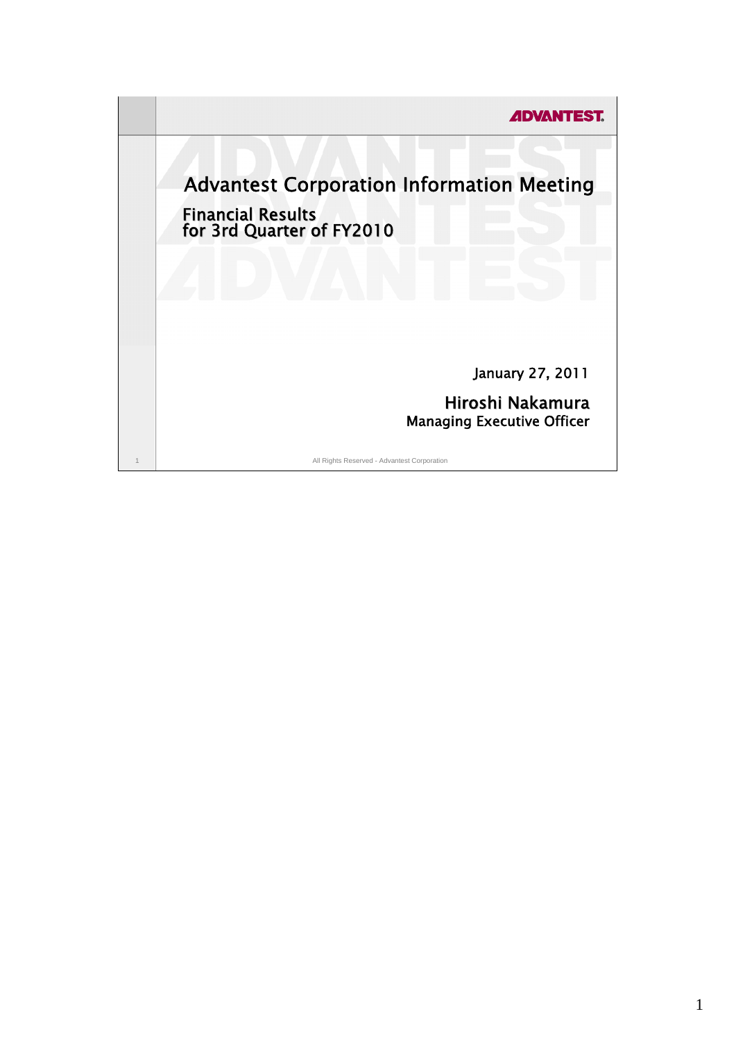# Advantest Corporation Information Meeting

## Financial Results for 3rd Quarter of FY2010

January 27, 2011

**Hiroshi Nakamura**
Managing Executive Officer

All Rights Reserved - Advantest Corporation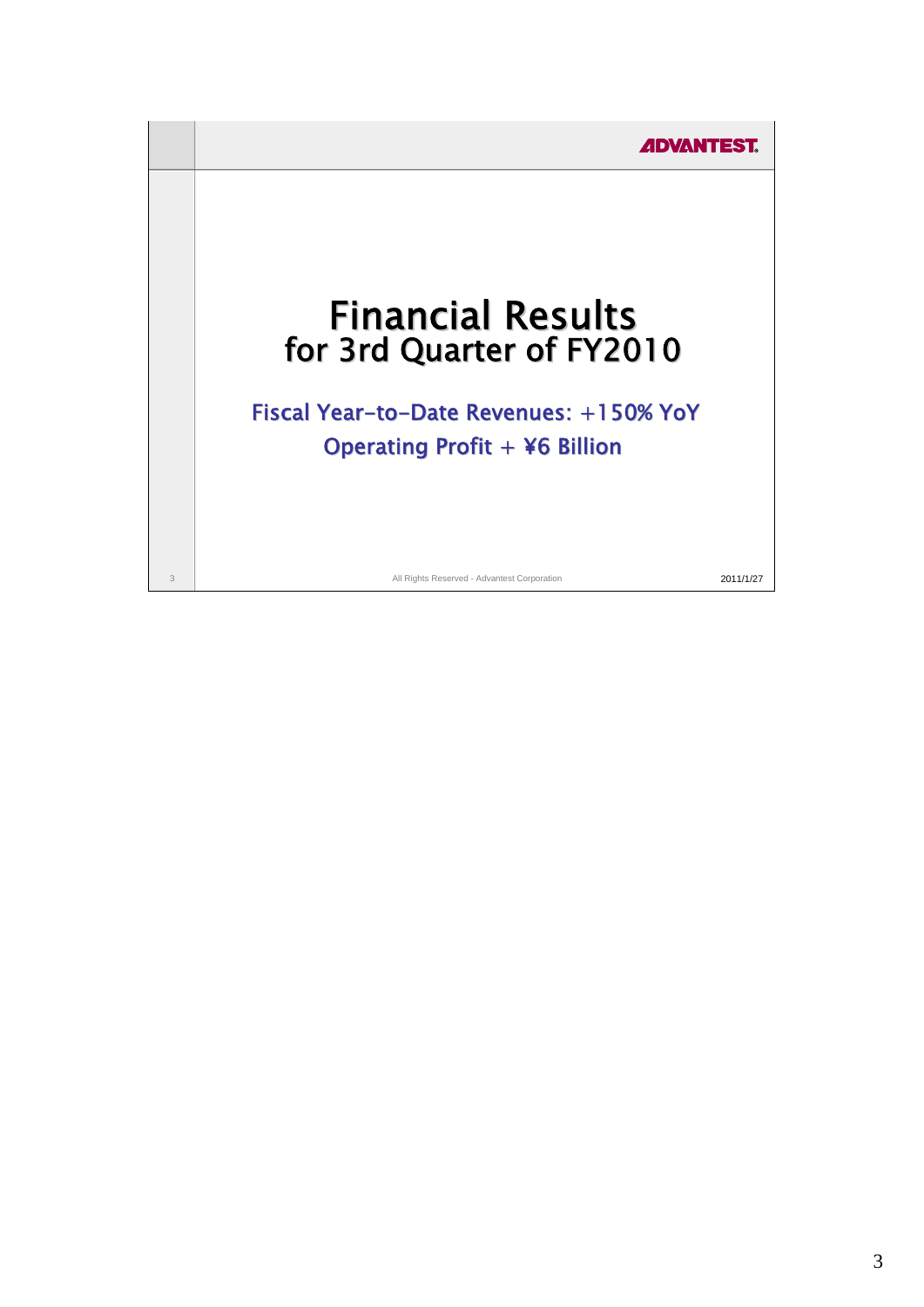# Financial Results
## for 3rd Quarter of FY2010

**Fiscal Year-to-Date Revenues: +150% YoY**

**Operating Profit + ¥6 Billion**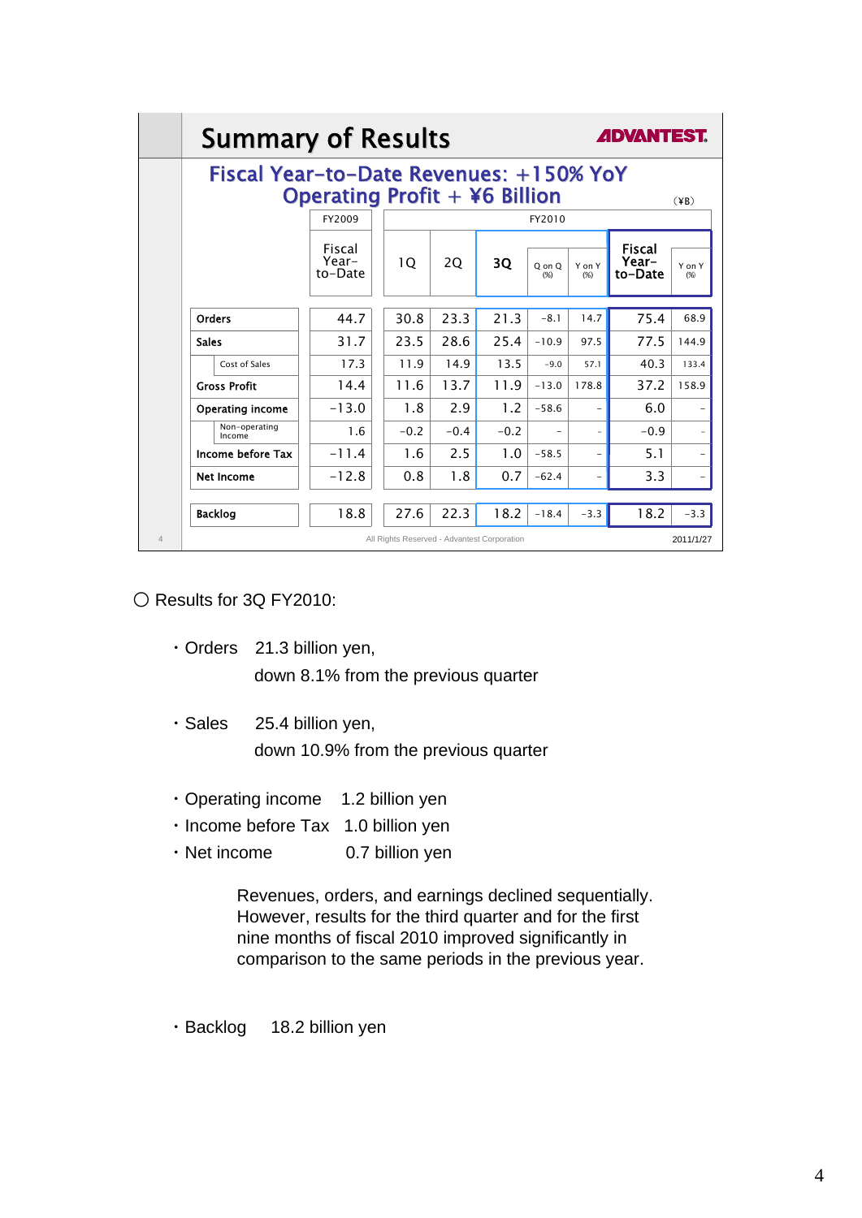## Summary of Results

ADVANTEST.

### Fiscal Year-to-Date Revenues: +150% YoY
### Operating Profit + ¥6 Billion

(¥B)

| | FY2009 | FY2010 | | | | | | |
|---|---|---|---|---|---|---|---|---|
| | Fiscal Year-to-Date | 1Q | 2Q | 3Q | Q on Q (%) | Y on Y (%) | Fiscal Year-to-Date | Y on Y (%) |
| Orders | 44.7 | 30.8 | 23.3 | 21.3 | -8.1 | 14.7 | 75.4 | 68.9 |
| Sales | 31.7 | 23.5 | 28.6 | 25.4 | -10.9 | 97.5 | 77.5 | 144.9 |
| Cost of Sales | 17.3 | 11.9 | 14.9 | 13.5 | -9.0 | 57.1 | 40.3 | 133.4 |
| Gross Profit | 14.4 | 11.6 | 13.7 | 11.9 | -13.0 | 178.8 | 37.2 | 158.9 |
| Operating income | -13.0 | 1.8 | 2.9 | 1.2 | -58.6 | - | 6.0 | - |
| Non-operating Income | 1.6 | -0.2 | -0.4 | -0.2 | - | - | -0.9 | - |
| Income before Tax | -11.4 | 1.6 | 2.5 | 1.0 | -58.5 | - | 5.1 | - |
| Net Income | -12.8 | 0.8 | 1.8 | 0.7 | -62.4 | - | 3.3 | - |
| Backlog | 18.8 | 27.6 | 22.3 | 18.2 | -18.4 | -3.3 | 18.2 | -3.3 |

All Rights Reserved - Advantest Corporation  2011/1/27

○ Results for 3Q FY2010:

- Orders 21.3 billion yen, down 8.1% from the previous quarter
- Sales 25.4 billion yen, down 10.9% from the previous quarter
- Operating income 1.2 billion yen
- Income before Tax 1.0 billion yen
- Net income 0.7 billion yen

Revenues, orders, and earnings declined sequentially. However, results for the third quarter and for the first nine months of fiscal 2010 improved significantly in comparison to the same periods in the previous year.

- Backlog 18.2 billion yen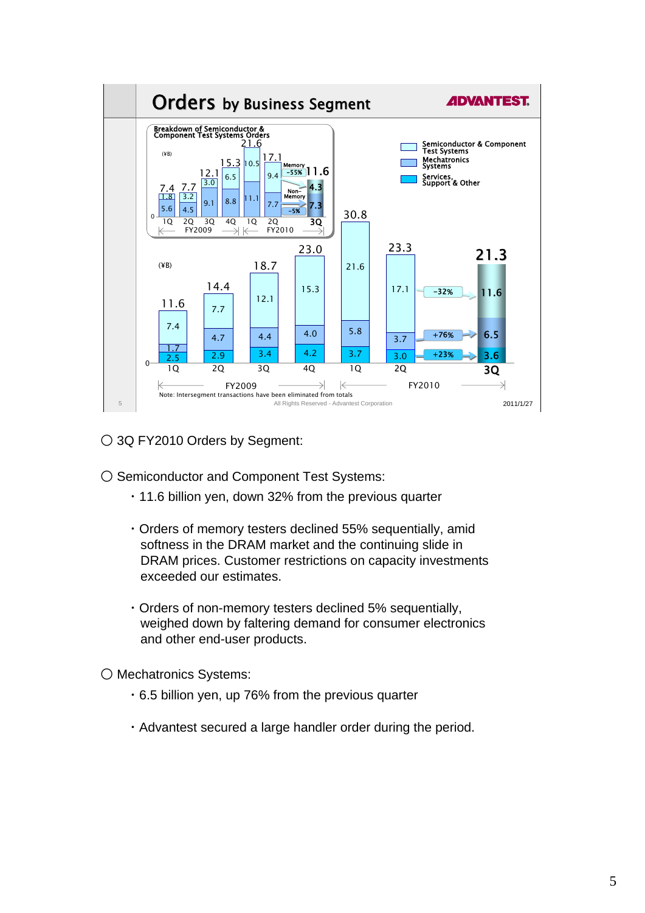# Orders by Business Segment

**ADVANTEST**

**Breakdown of Semiconductor & Component Test Systems Orders** (¥B)

| | FY2009 1Q | FY2009 2Q | FY2009 3Q | FY2009 4Q | FY2010 1Q | FY2010 2Q | FY2010 3Q |
|---|---|---|---|---|---|---|---|
| Memory | 1.8 | 3.2 | 3.0 | 6.5 | 10.5 | 9.4 | 4.3 (-55%) |
| Non-Memory | 5.6 | 4.5 | 9.1 | 8.8 | 11.1 | 7.7 | 7.3 (-5%) |
| Total | 7.4 | 7.7 | 12.1 | 15.3 | 21.6 | 17.1 | 11.6 |

**Orders by Business Segment** (¥B)

| | FY2009 1Q | FY2009 2Q | FY2009 3Q | FY2009 4Q | FY2010 1Q | FY2010 2Q | FY2010 3Q |
|---|---|---|---|---|---|---|---|
| Semiconductor & Component Test Systems | 7.4 | 7.7 | 12.1 | 15.3 | 21.6 | 17.1 | 11.6 (-32%) |
| Mechatronics Systems | 1.7 | 4.7 | 4.4 | 4.0 | 5.8 | 3.7 | 6.5 (+76%) |
| Services, Support & Other | 2.5 | 2.9 | 3.4 | 4.2 | 3.7 | 3.0 | 3.6 (+23%) |
| Total | 11.6 | 14.4 | 18.7 | 23.0 | 30.8 | 23.3 | 21.3 |

Note: Intersegment transactions have been eliminated from totals

All Rights Reserved - Advantest Corporation

2011/1/27

○ 3Q FY2010 Orders by Segment:

○ Semiconductor and Component Test Systems:

- 11.6 billion yen, down 32% from the previous quarter

- Orders of memory testers declined 55% sequentially, amid softness in the DRAM market and the continuing slide in DRAM prices. Customer restrictions on capacity investments exceeded our estimates.

- Orders of non-memory testers declined 5% sequentially, weighed down by faltering demand for consumer electronics and other end-user products.

○ Mechatronics Systems:

- 6.5 billion yen, up 76% from the previous quarter

- Advantest secured a large handler order during the period.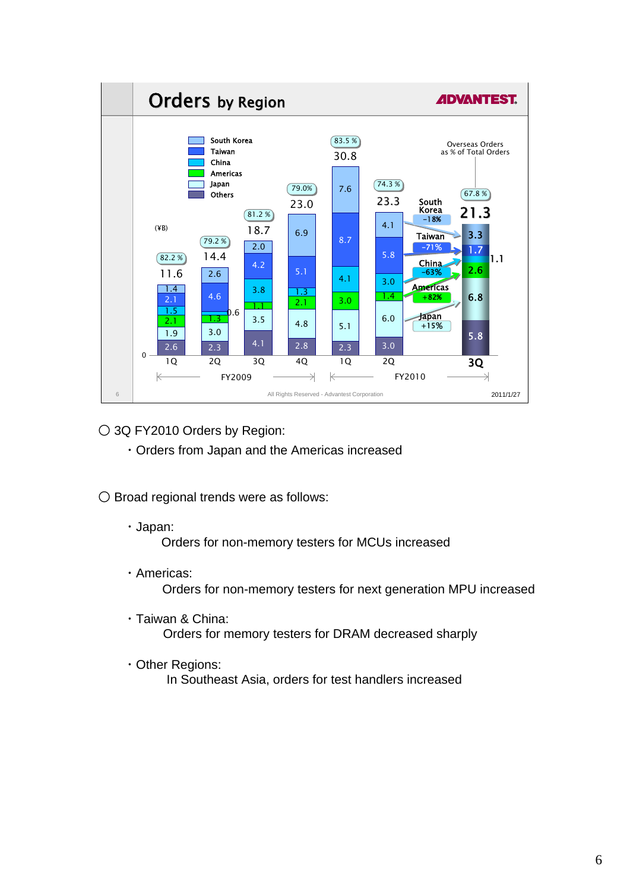## Orders by Region

ADVANTEST

(¥B)

| | FY2009 1Q | FY2009 2Q | FY2009 3Q | FY2009 4Q | FY2010 1Q | FY2010 2Q | FY2010 3Q |
|---|---|---|---|---|---|---|---|
| Total | 11.6 | 14.4 | 18.7 | 23.0 | 30.8 | 23.3 | 21.3 |
| Overseas Orders as % of Total Orders | 82.2 % | 79.2 % | 81.2 % | 79.0% | 83.5 % | 74.3 % | 67.8 % |
| South Korea | 1.4 | 2.6 | 2.0 | 6.9 | 7.6 | 4.1 | 3.3 |
| Taiwan | 2.1 | 4.6 | 4.2 | 5.1 | 8.7 | 5.8 | 1.7 |
| China | 1.5 | 0.6 | 3.8 | 1.3 | 4.1 | 3.0 | 1.1 |
| Americas | 2.1 | 1.3 | 1.1 | 2.1 | 3.0 | 1.4 | 2.6 |
| Japan | 1.9 | 3.0 | 3.5 | 4.8 | 5.1 | 6.0 | 6.8 |
| Others | 2.6 | 2.3 | 4.1 | 2.8 | 2.3 | 3.0 | 5.8 |

3Q FY2010 vs 2Q FY2010: South Korea -18%, Taiwan -71%, China -63%, Americas +82%, Japan +15%

All Rights Reserved - Advantest Corporation

2011/1/27

○ 3Q FY2010 Orders by Region:

- Orders from Japan and the Americas increased

○ Broad regional trends were as follows:

- Japan:
  Orders for non-memory testers for MCUs increased
- Americas:
  Orders for non-memory testers for next generation MPU increased
- Taiwan & China:
  Orders for memory testers for DRAM decreased sharply
- Other Regions:
  In Southeast Asia, orders for test handlers increased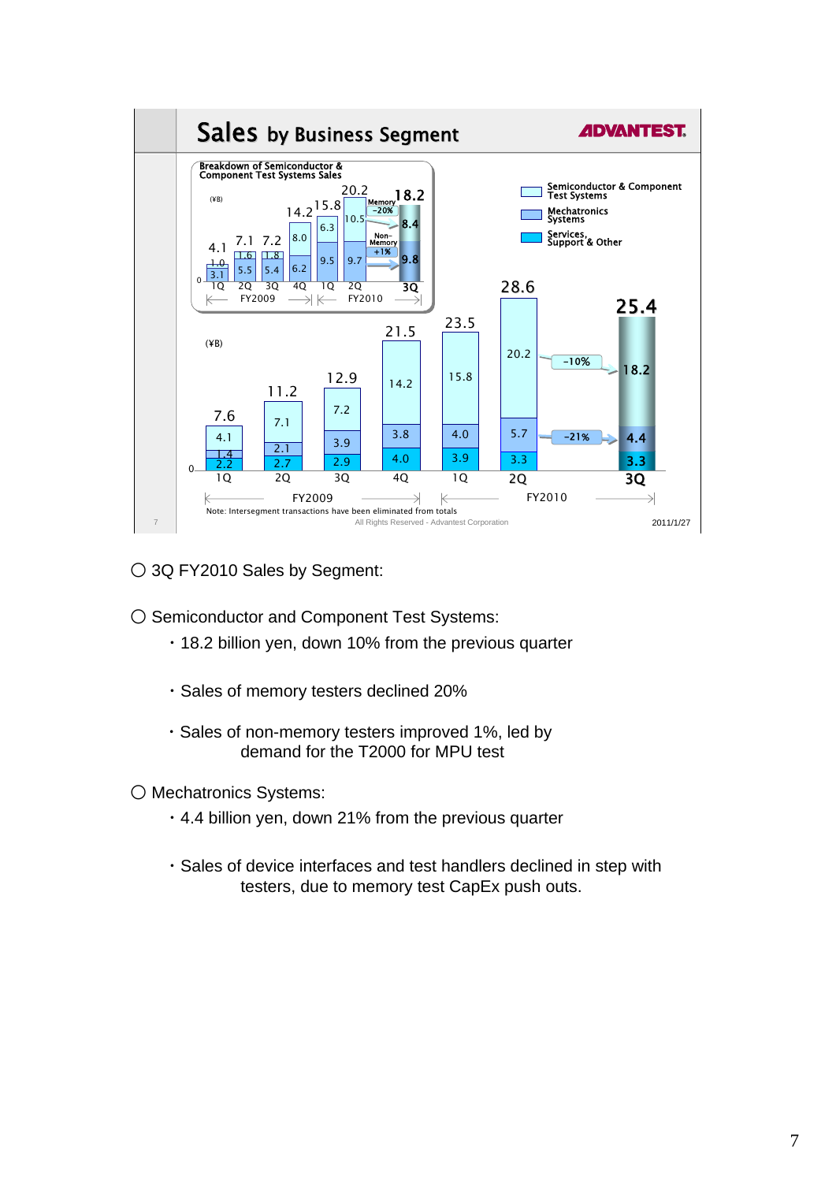# Sales by Business Segment

**Breakdown of Semiconductor & Component Test Systems Sales** (¥B)

| | FY2009 1Q | FY2009 2Q | FY2009 3Q | FY2009 4Q | FY2010 1Q | FY2010 2Q | FY2010 3Q |
|---|---|---|---|---|---|---|---|
| Memory | 1.0 | 1.6 | 1.8 | 8.0 | 6.3 | 10.5 | 8.4 (−20%) |
| Non-Memory | 3.1 | 5.5 | 5.4 | 6.2 | 9.5 | 9.7 | 9.8 (+1%) |
| Total | 4.1 | 7.1 | 7.2 | 14.2 | 15.8 | 20.2 | 18.2 |

(¥B)

| | FY2009 1Q | FY2009 2Q | FY2009 3Q | FY2009 4Q | FY2010 1Q | FY2010 2Q | FY2010 3Q |
|---|---|---|---|---|---|---|---|
| Semiconductor & Component Test Systems | 4.1 | 7.1 | 7.2 | 14.2 | 15.8 | 20.2 | 18.2 (−10%) |
| Mechatronics Systems | 1.4 | 2.1 | 3.9 | 3.8 | 4.0 | 5.7 | 4.4 (−21%) |
| Services, Support & Other | 2.2 | 2.7 | 2.9 | 4.0 | 3.9 | 3.3 | 3.3 |
| Total | 7.6 | 11.2 | 12.9 | 21.5 | 23.5 | 28.6 | 25.4 |

Note: Intersegment transactions have been eliminated from totals

All Rights Reserved - Advantest Corporation

2011/1/27

○ 3Q FY2010 Sales by Segment:

○ Semiconductor and Component Test Systems:

- 18.2 billion yen, down 10% from the previous quarter
- Sales of memory testers declined 20%
- Sales of non-memory testers improved 1%, led by demand for the T2000 for MPU test

○ Mechatronics Systems:

- 4.4 billion yen, down 21% from the previous quarter
- Sales of device interfaces and test handlers declined in step with testers, due to memory test CapEx push outs.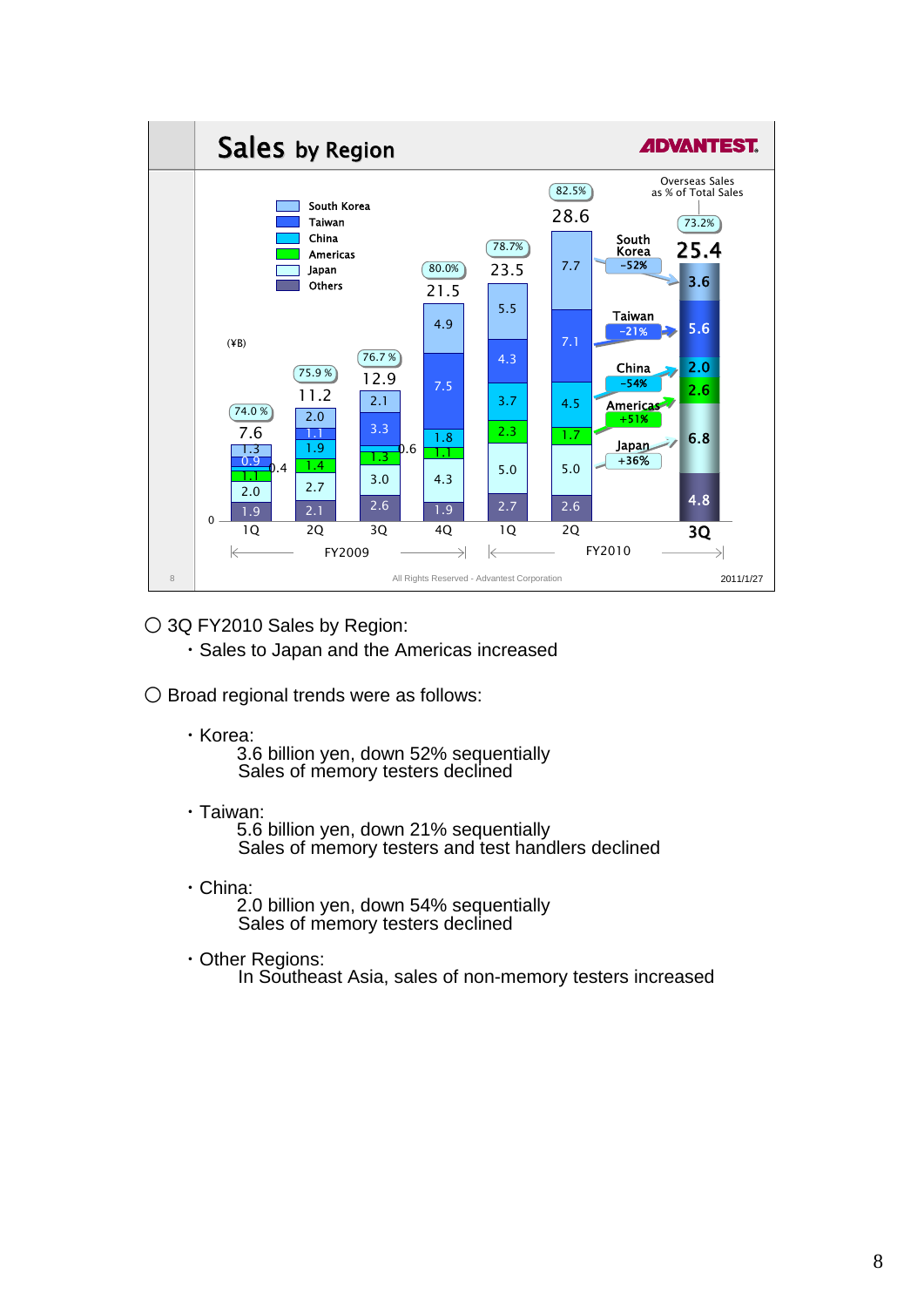## Sales by Region

ADVANTEST

(¥B)

| Region | FY2009 1Q | FY2009 2Q | FY2009 3Q | FY2009 4Q | FY2010 1Q | FY2010 2Q | FY2010 3Q |
|---|---|---|---|---|---|---|---|
| South Korea | 1.3 | 2.0 | 2.1 | 4.9 | 5.5 | 7.7 | 3.6 |
| Taiwan | 0.9 | 1.1 | 3.3 | 7.5 | 4.3 | 7.1 | 5.6 |
| China | 0.4 | 1.9 | 0.6 | 1.8 | 3.7 | 4.5 | 2.0 |
| Americas | 1.1 | 1.4 | 1.3 | 1.1 | 2.3 | 1.7 | 2.6 |
| Japan | 2.0 | 2.7 | 3.0 | 4.3 | 5.0 | 5.0 | 6.8 |
| Others | 1.9 | 2.1 | 2.6 | 1.9 | 2.7 | 2.6 | 4.8 |
| Total | 7.6 | 11.2 | 12.9 | 21.5 | 23.5 | 28.6 | 25.4 |
| Overseas Sales as % of Total Sales | 74.0 % | 75.9 % | 76.7 % | 80.0% | 78.7% | 82.5% | 73.2% |

3Q vs. 2Q FY2010: South Korea -52%, Taiwan -21%, China -54%, Americas +51%, Japan +36%

All Rights Reserved - Advantest Corporation

2011/1/27

○ 3Q FY2010 Sales by Region:
- Sales to Japan and the Americas increased

○ Broad regional trends were as follows:

- Korea:
  3.6 billion yen, down 52% sequentially
  Sales of memory testers declined

- Taiwan:
  5.6 billion yen, down 21% sequentially
  Sales of memory testers and test handlers declined

- China:
  2.0 billion yen, down 54% sequentially
  Sales of memory testers declined

- Other Regions:
  In Southeast Asia, sales of non-memory testers increased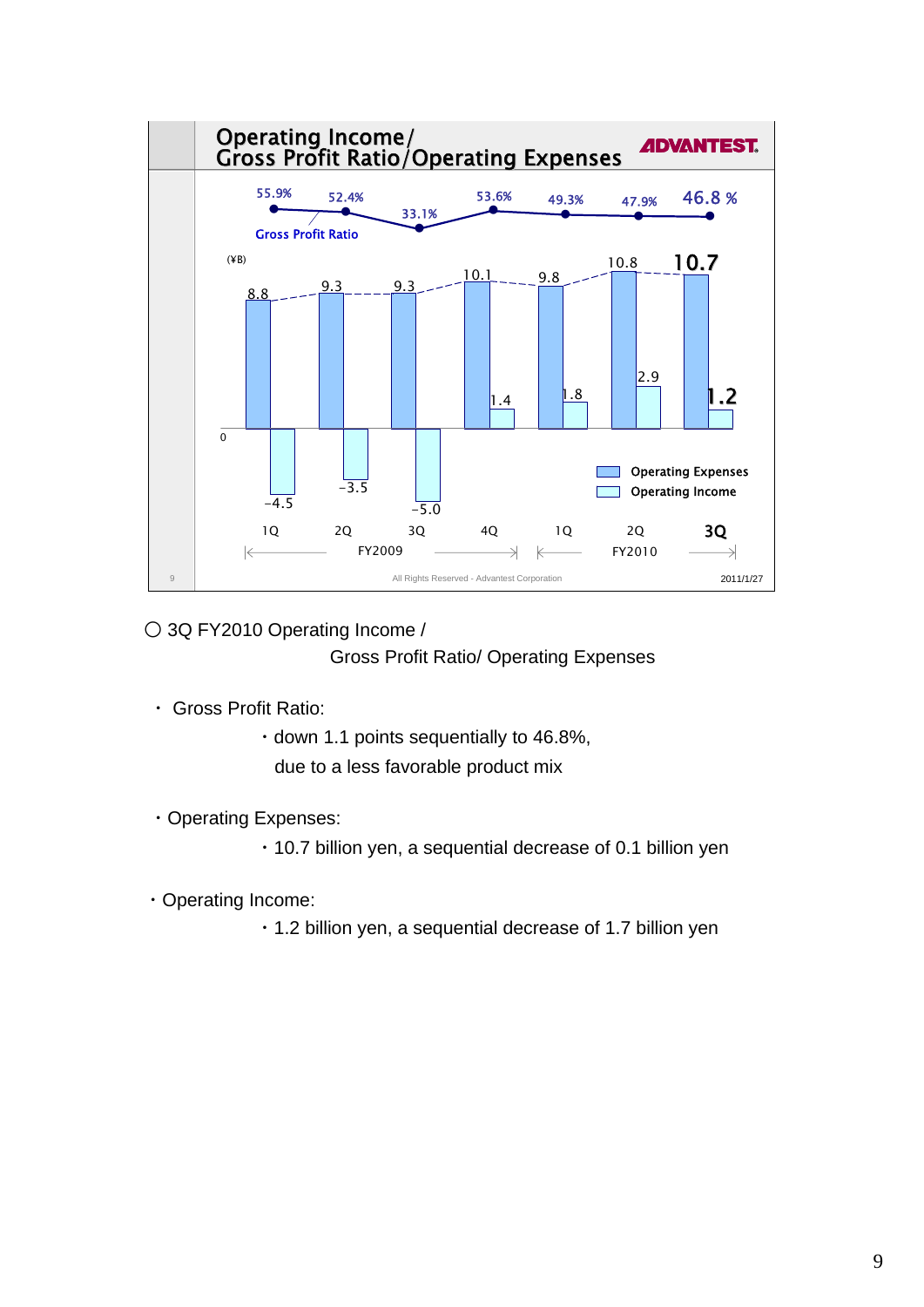## Operating Income/ Gross Profit Ratio/Operating Expenses

ADVANTEST.

(¥B)

| | FY2009 1Q | FY2009 2Q | FY2009 3Q | FY2009 4Q | FY2010 1Q | FY2010 2Q | FY2010 3Q |
|---|---|---|---|---|---|---|---|
| Gross Profit Ratio | 55.9% | 52.4% | 33.1% | 53.6% | 49.3% | 47.9% | 46.8 % |
| Operating Expenses | 8.8 | 9.3 | 9.3 | 10.1 | 9.8 | 10.8 | 10.7 |
| Operating Income | -4.5 | -3.5 | -5.0 | 1.4 | 1.8 | 2.9 | 1.2 |

All Rights Reserved - Advantest Corporation

2011/1/27

○ 3Q FY2010 Operating Income / Gross Profit Ratio/ Operating Expenses

- Gross Profit Ratio:
  - down 1.1 points sequentially to 46.8%, due to a less favorable product mix
- Operating Expenses:
  - 10.7 billion yen, a sequential decrease of 0.1 billion yen
- Operating Income:
  - 1.2 billion yen, a sequential decrease of 1.7 billion yen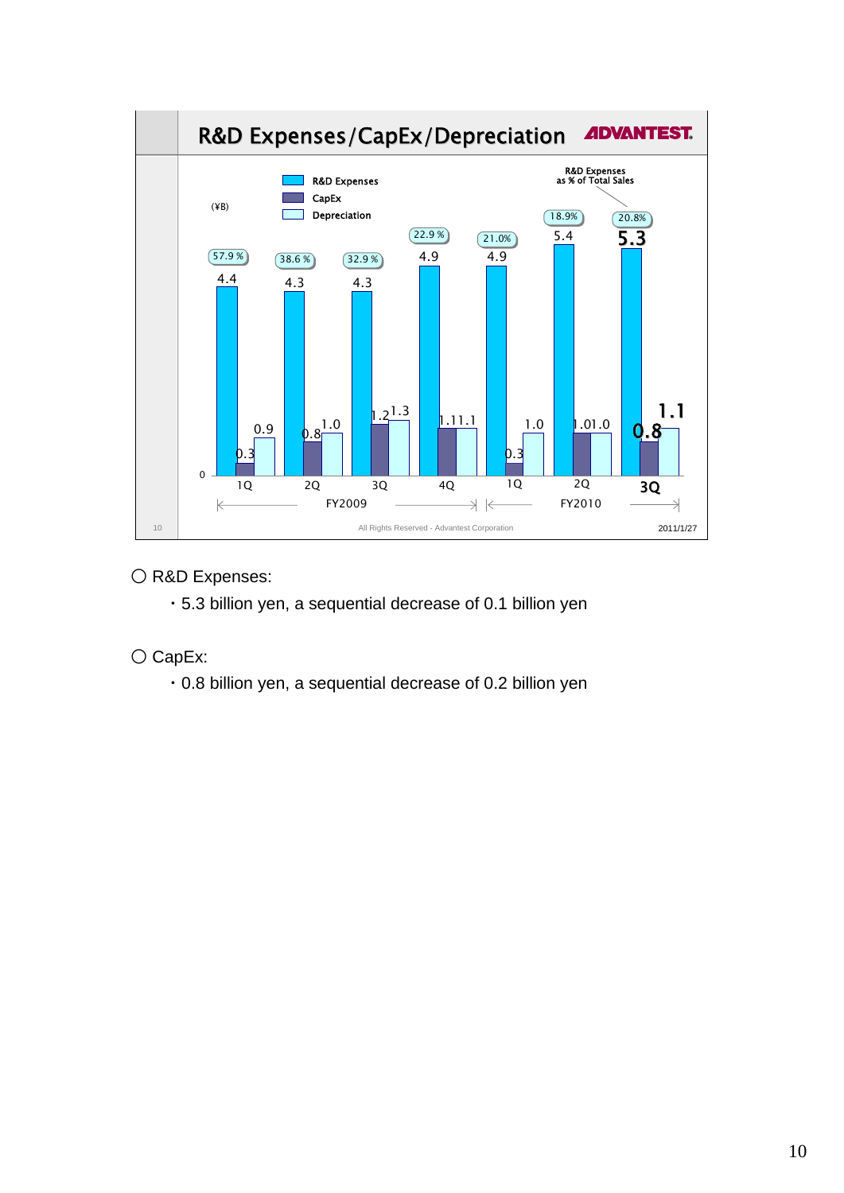## R&D Expenses/CapEx/Depreciation

(¥B)

| | FY2009 1Q | FY2009 2Q | FY2009 3Q | FY2009 4Q | FY2010 1Q | FY2010 2Q | FY2010 3Q |
|---|---|---|---|---|---|---|---|
| R&D Expenses | 4.4 | 4.3 | 4.3 | 4.9 | 4.9 | 5.4 | 5.3 |
| CapEx | 0.3 | 0.8 | 1.2 | 1.1 | 0.3 | 1.0 | 0.8 |
| Depreciation | 0.9 | 1.0 | 1.3 | 1.1 | 1.0 | 1.0 | 1.1 |
| R&D Expenses as % of Total Sales | 57.9% | 38.6% | 32.9% | 22.9% | 21.0% | 18.9% | 20.8% |

○ R&D Expenses:

・5.3 billion yen, a sequential decrease of 0.1 billion yen

○ CapEx:

・0.8 billion yen, a sequential decrease of 0.2 billion yen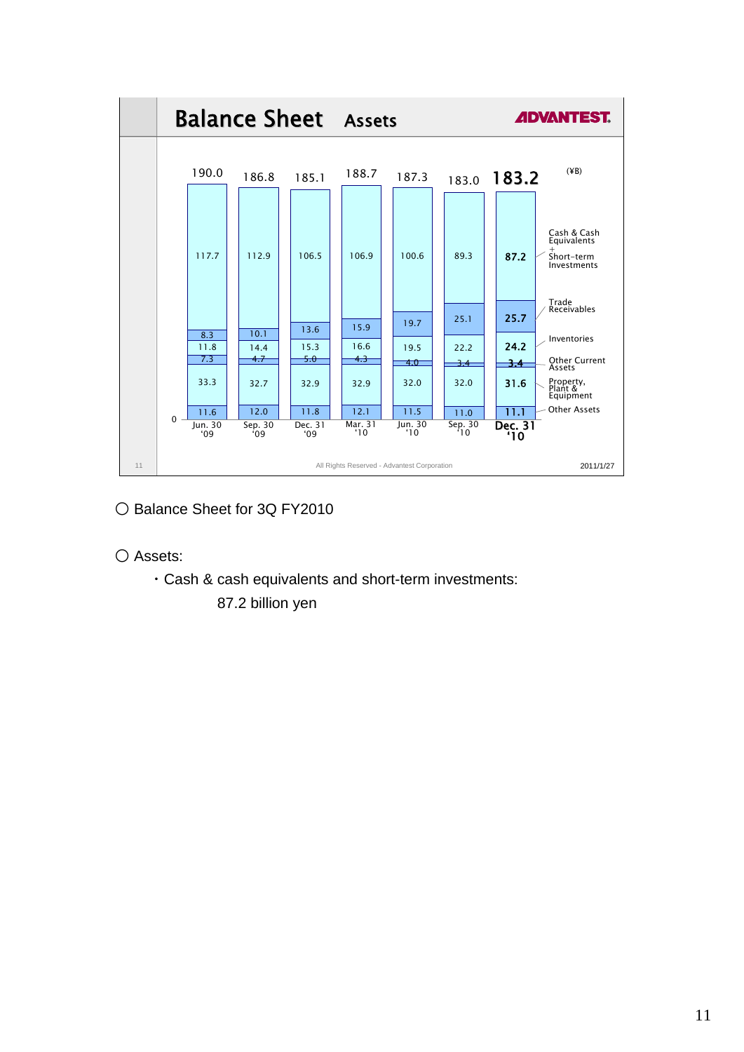## Balance Sheet Assets

ADVANTEST.

(¥B)

| | Jun. 30 '09 | Sep. 30 '09 | Dec. 31 '09 | Mar. 31 '10 | Jun. 30 '10 | Sep. 30 '10 | Dec. 31 '10 |
|---|---|---|---|---|---|---|---|
| Total | 190.0 | 186.8 | 185.1 | 188.7 | 187.3 | 183.0 | 183.2 |
| Cash & Cash Equivalents + Short-term Investments | 117.7 | 112.9 | 106.5 | 106.9 | 100.6 | 89.3 | 87.2 |
| Trade Receivables | 8.3 | 10.1 | 13.6 | 15.9 | 19.7 | 25.1 | 25.7 |
| Inventories | 11.8 | 14.4 | 15.3 | 16.6 | 19.5 | 22.2 | 24.2 |
| Other Current Assets | 7.3 | 4.7 | 5.0 | 4.3 | 4.0 | 3.4 | 3.4 |
| Property, Plant & Equipment | 33.3 | 32.7 | 32.9 | 32.9 | 32.0 | 32.0 | 31.6 |
| Other Assets | 11.6 | 12.0 | 11.8 | 12.1 | 11.5 | 11.0 | 11.1 |

All Rights Reserved - Advantest Corporation

2011/1/27

○ Balance Sheet for 3Q FY2010

○ Assets:

- Cash & cash equivalents and short-term investments:
  87.2 billion yen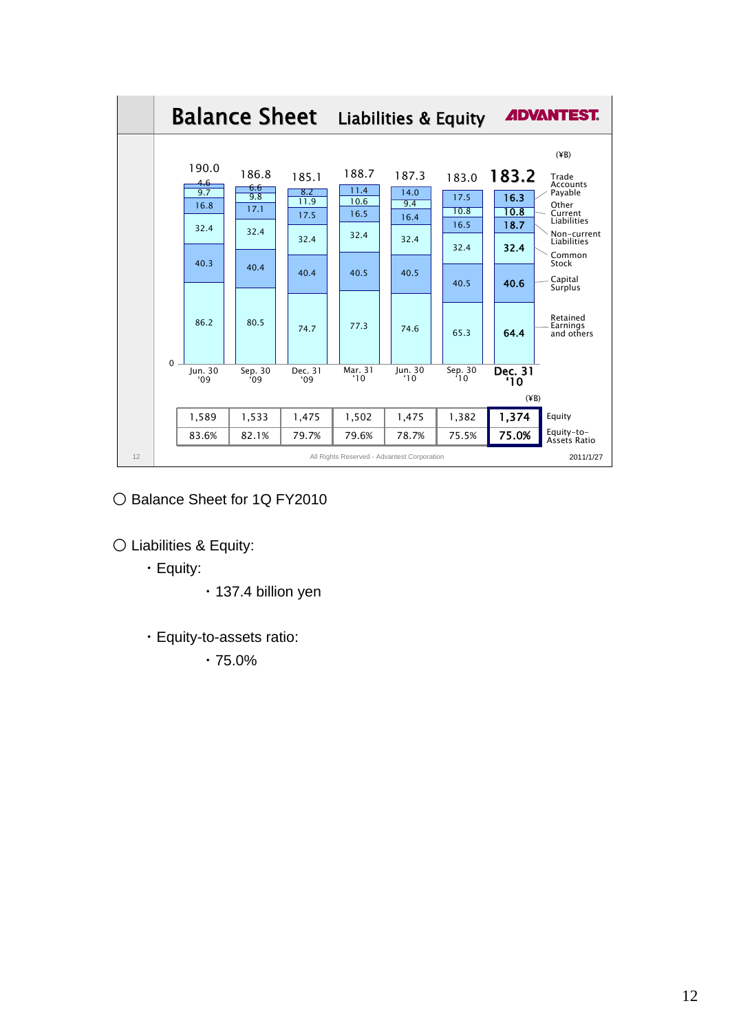## Balance Sheet Liabilities & Equity

ADVANTEST

(¥B)

| | Jun. 30 '09 | Sep. 30 '09 | Dec. 31 '09 | Mar. 31 '10 | Jun. 30 '10 | Sep. 30 '10 | **Dec. 31 '10** |
|---|---|---|---|---|---|---|---|
| Total | 190.0 | 186.8 | 185.1 | 188.7 | 187.3 | 183.0 | **183.2** |
| Trade Accounts Payable | 4.6 | 6.6 | 8.2 | 11.4 | 14.0 | 17.5 | **16.3** |
| Other Current Liabilities | 9.7 | 9.8 | 11.9 | 10.6 | 9.4 | 10.8 | **10.8** |
| Non-current Liabilities | 16.8 | 17.1 | 17.5 | 16.5 | 16.4 | 16.5 | **18.7** |
| Common Stock | 32.4 | 32.4 | 32.4 | 32.4 | 32.4 | 32.4 | **32.4** |
| Capital Surplus | 40.3 | 40.4 | 40.4 | 40.5 | 40.5 | 40.5 | **40.6** |
| Retained Earnings and others | 86.2 | 80.5 | 74.7 | 77.3 | 74.6 | 65.3 | **64.4** |

(¥B)

| | Jun. 30 '09 | Sep. 30 '09 | Dec. 31 '09 | Mar. 31 '10 | Jun. 30 '10 | Sep. 30 '10 | **Dec. 31 '10** |
|---|---|---|---|---|---|---|---|
| Equity | 1,589 | 1,533 | 1,475 | 1,502 | 1,475 | 1,382 | **1,374** |
| Equity-to-Assets Ratio | 83.6% | 82.1% | 79.7% | 79.6% | 78.7% | 75.5% | **75.0%** |

All Rights Reserved - Advantest Corporation

2011/1/27

○ Balance Sheet for 1Q FY2010

○ Liabilities & Equity:

- Equity:
  - 137.4 billion yen

- Equity-to-assets ratio:
  - 75.0%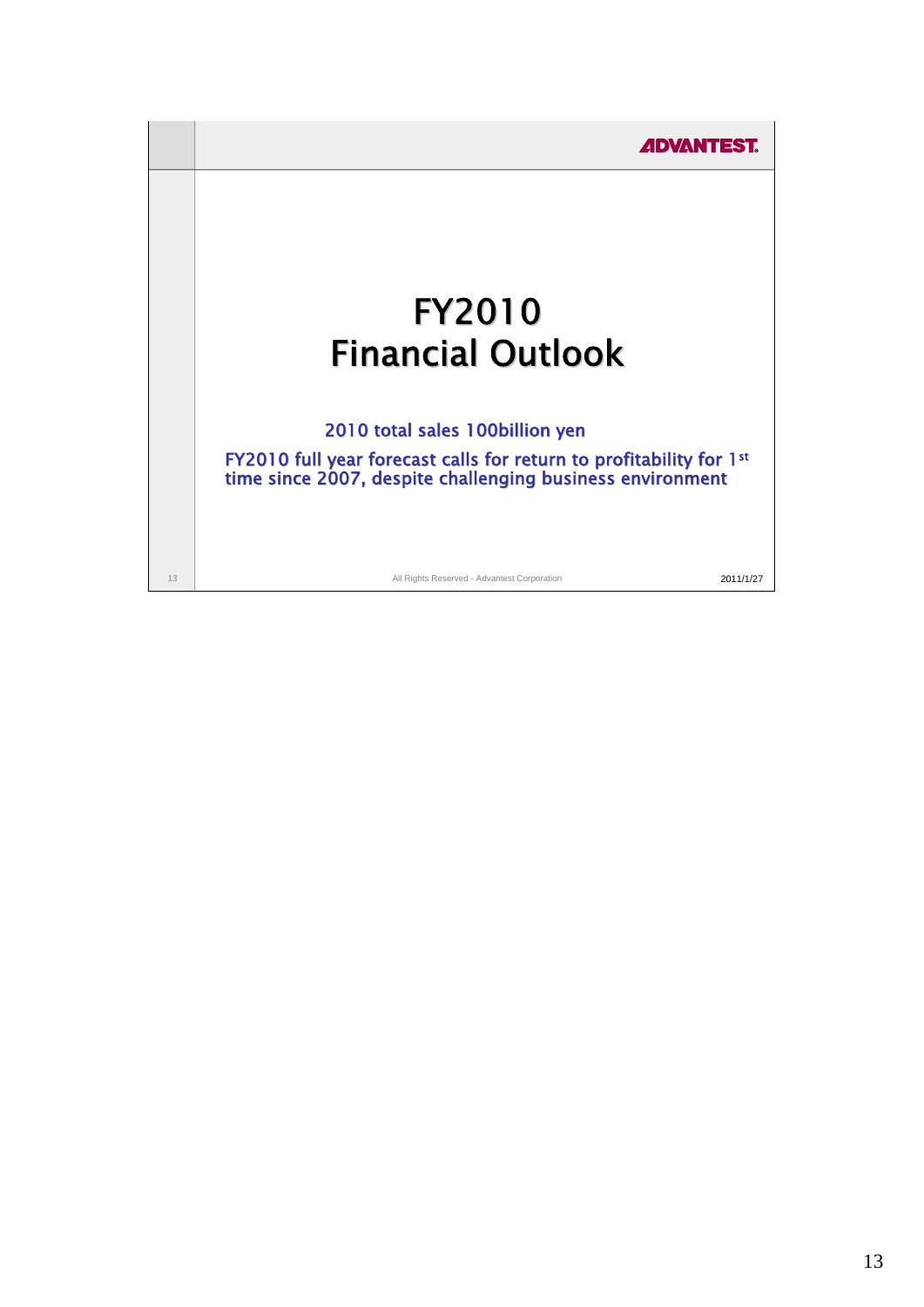# FY2010
# Financial Outlook

2010 total sales 100billion yen

FY2010 full year forecast calls for return to profitability for 1st time since 2007, despite challenging business environment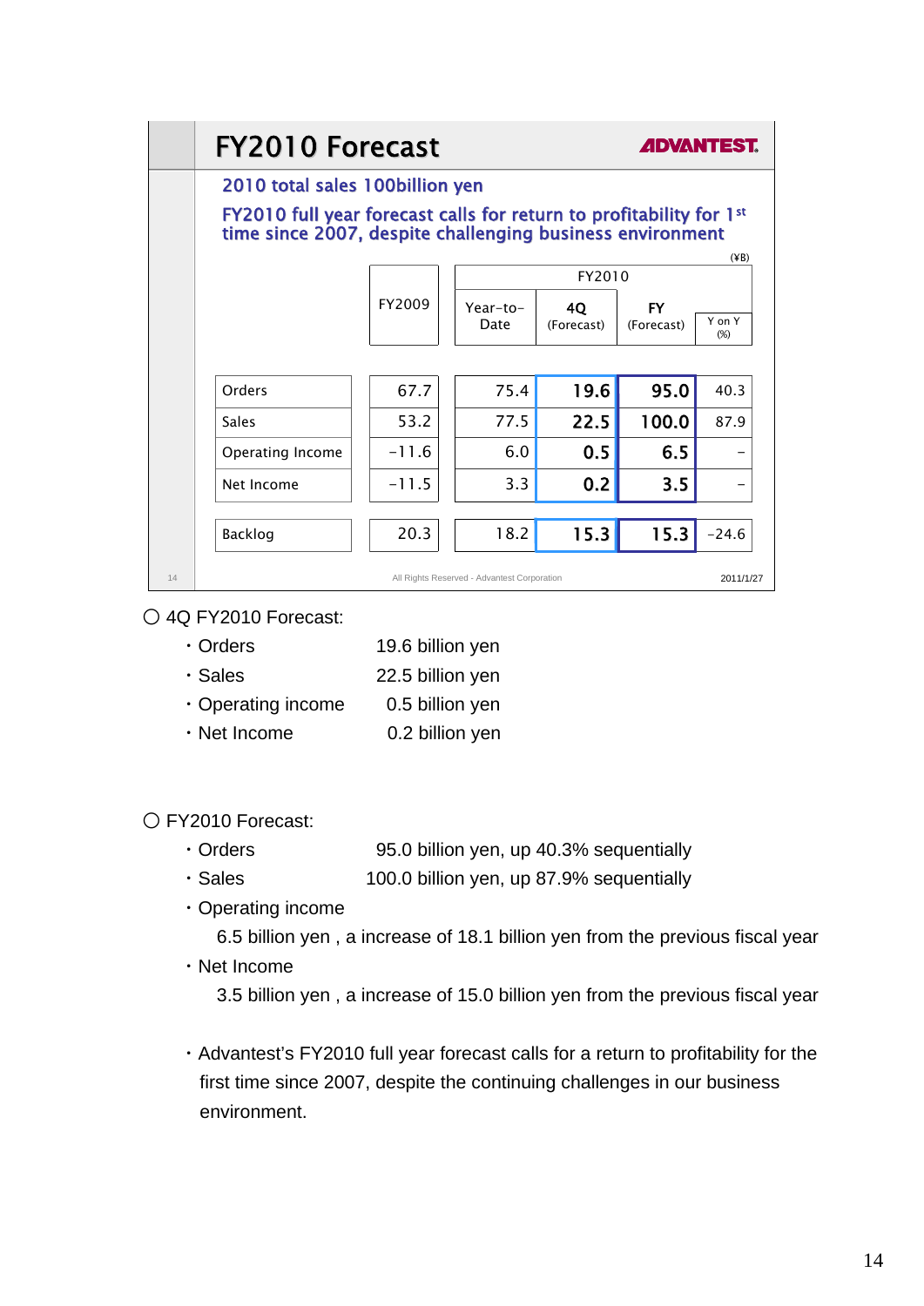# FY2010 Forecast

ADVANTEST.

## 2010 total sales 100billion yen

## FY2010 full year forecast calls for return to profitability for 1st time since 2007, despite challenging business environment

(¥B)

| | FY2009 | FY2010 | | | |
|---|---|---|---|---|---|
| | | Year-to-Date | 4Q (Forecast) | FY (Forecast) | Y on Y (%) |
| Orders | 67.7 | 75.4 | **19.6** | **95.0** | 40.3 |
| Sales | 53.2 | 77.5 | **22.5** | **100.0** | 87.9 |
| Operating Income | -11.6 | 6.0 | **0.5** | **6.5** | - |
| Net Income | -11.5 | 3.3 | **0.2** | **3.5** | - |
| Backlog | 20.3 | 18.2 | **15.3** | **15.3** | -24.6 |

All Rights Reserved - Advantest Corporation

2011/1/27

○ 4Q FY2010 Forecast:

- Orders 19.6 billion yen
- Sales 22.5 billion yen
- Operating income 0.5 billion yen
- Net Income 0.2 billion yen

○ FY2010 Forecast:

- Orders 95.0 billion yen, up 40.3% sequentially
- Sales 100.0 billion yen, up 87.9% sequentially
- Operating income
  6.5 billion yen , a increase of 18.1 billion yen from the previous fiscal year
- Net Income
  3.5 billion yen , a increase of 15.0 billion yen from the previous fiscal year

- Advantest's FY2010 full year forecast calls for a return to profitability for the first time since 2007, despite the continuing challenges in our business environment.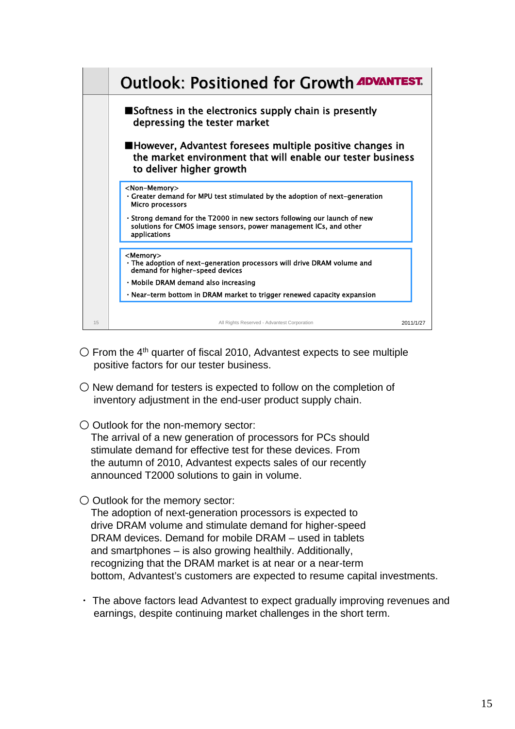# Outlook: Positioned for Growth

ADVANTEST

■Softness in the electronics supply chain is presently depressing the tester market

■However, Advantest foresees multiple positive changes in the market environment that will enable our tester business to deliver higher growth

<Non-Memory>
- Greater demand for MPU test stimulated by the adoption of next-generation Micro processors
- Strong demand for the T2000 in new sectors following our launch of new solutions for CMOS image sensors, power management ICs, and other applications

<Memory>
- The adoption of next-generation processors will drive DRAM volume and demand for higher-speed devices
- Mobile DRAM demand also increasing
- Near-term bottom in DRAM market to trigger renewed capacity expansion

All Rights Reserved - Advantest Corporation 2011/1/27

○ From the 4th quarter of fiscal 2010, Advantest expects to see multiple positive factors for our tester business.

○ New demand for testers is expected to follow on the completion of inventory adjustment in the end-user product supply chain.

○ Outlook for the non-memory sector:
The arrival of a new generation of processors for PCs should stimulate demand for effective test for these devices. From the autumn of 2010, Advantest expects sales of our recently announced T2000 solutions to gain in volume.

○ Outlook for the memory sector:
The adoption of next-generation processors is expected to drive DRAM volume and stimulate demand for higher-speed DRAM devices. Demand for mobile DRAM – used in tablets and smartphones – is also growing healthily. Additionally, recognizing that the DRAM market is at near or a near-term bottom, Advantest's customers are expected to resume capital investments.

・ The above factors lead Advantest to expect gradually improving revenues and earnings, despite continuing market challenges in the short term.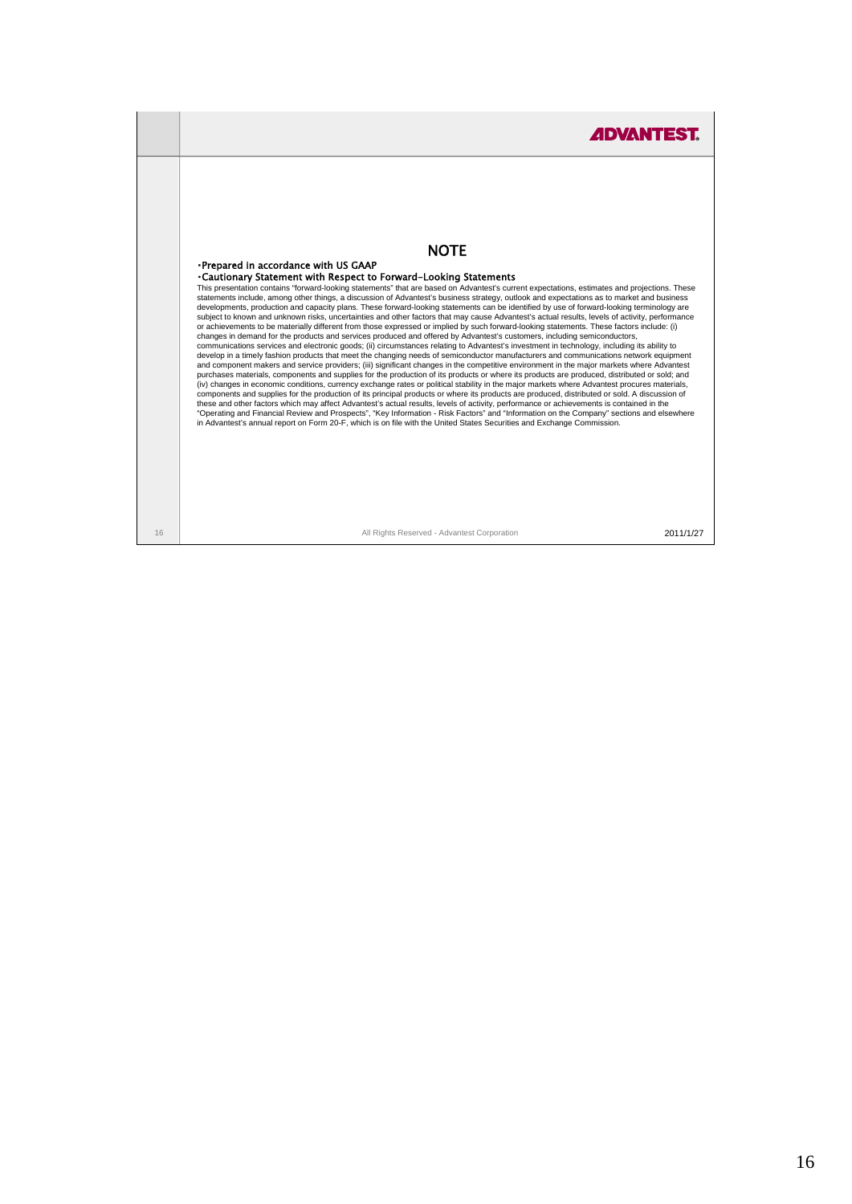# NOTE

- Prepared in accordance with US GAAP
- Cautionary Statement with Respect to Forward-Looking Statements

This presentation contains "forward-looking statements" that are based on Advantest's current expectations, estimates and projections. These statements include, among other things, a discussion of Advantest's business strategy, outlook and expectations as to market and business developments, production and capacity plans. These forward-looking statements can be identified by use of forward-looking terminology are subject to known and unknown risks, uncertainties and other factors that may cause Advantest's actual results, levels of activity, performance or achievements to be materially different from those expressed or implied by such forward-looking statements. These factors include: (i) changes in demand for the products and services produced and offered by Advantest's customers, including semiconductors, communications services and electronic goods; (ii) circumstances relating to Advantest's investment in technology, including its ability to develop in a timely fashion products that meet the changing needs of semiconductor manufacturers and communications network equipment and component makers and service providers; (iii) significant changes in the competitive environment in the major markets where Advantest purchases materials, components and supplies for the production of its products or where its products are produced, distributed or sold; and (iv) changes in economic conditions, currency exchange rates or political stability in the major markets where Advantest procures materials, components and supplies for the production of its principal products or where its products are produced, distributed or sold. A discussion of these and other factors which may affect Advantest's actual results, levels of activity, performance or achievements is contained in the "Operating and Financial Review and Prospects", "Key Information - Risk Factors" and "Information on the Company" sections and elsewhere in Advantest's annual report on Form 20-F, which is on file with the United States Securities and Exchange Commission.